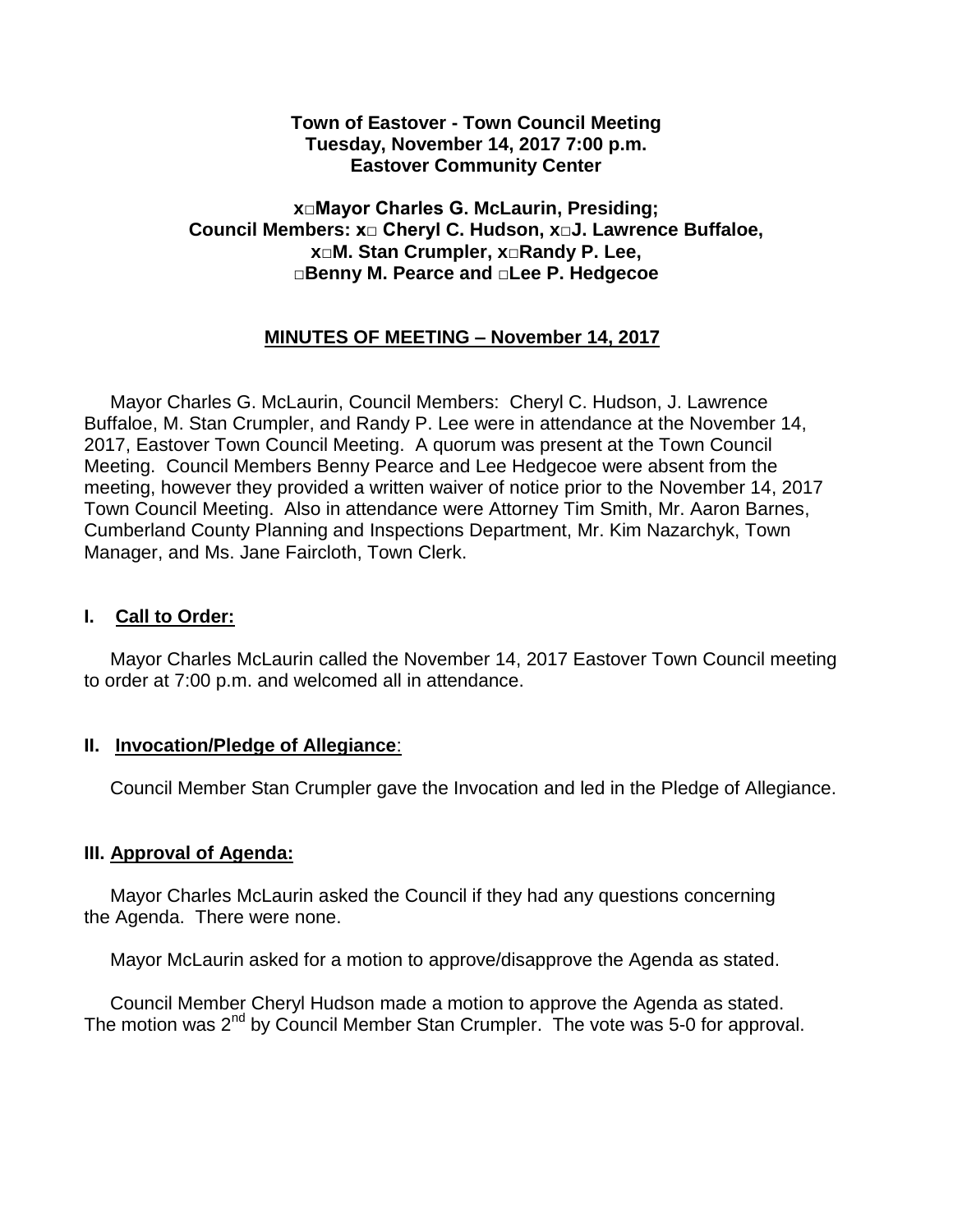**Town of Eastover - Town Council Meeting**
**Tuesday, November 14, 2017 7:00 p.m.**
**Eastover Community Center**

**x□Mayor Charles G. McLaurin, Presiding;**
**Council Members: x□ Cheryl C. Hudson, x□J. Lawrence Buffaloe,**
**x□M. Stan Crumpler, x□Randy P. Lee,**
**□Benny M. Pearce and □Lee P. Hedgecoe**

**MINUTES OF MEETING – November 14, 2017**

Mayor Charles G. McLaurin, Council Members: Cheryl C. Hudson, J. Lawrence Buffaloe, M. Stan Crumpler, and Randy P. Lee were in attendance at the November 14, 2017, Eastover Town Council Meeting. A quorum was present at the Town Council Meeting. Council Members Benny Pearce and Lee Hedgecoe were absent from the meeting, however they provided a written waiver of notice prior to the November 14, 2017 Town Council Meeting. Also in attendance were Attorney Tim Smith, Mr. Aaron Barnes, Cumberland County Planning and Inspections Department, Mr. Kim Nazarchyk, Town Manager, and Ms. Jane Faircloth, Town Clerk.

## I. Call to Order:

Mayor Charles McLaurin called the November 14, 2017 Eastover Town Council meeting to order at 7:00 p.m. and welcomed all in attendance.

## II. Invocation/Pledge of Allegiance:

Council Member Stan Crumpler gave the Invocation and led in the Pledge of Allegiance.

## III. Approval of Agenda:

Mayor Charles McLaurin asked the Council if they had any questions concerning the Agenda. There were none.

Mayor McLaurin asked for a motion to approve/disapprove the Agenda as stated.

Council Member Cheryl Hudson made a motion to approve the Agenda as stated. The motion was 2nd by Council Member Stan Crumpler. The vote was 5-0 for approval.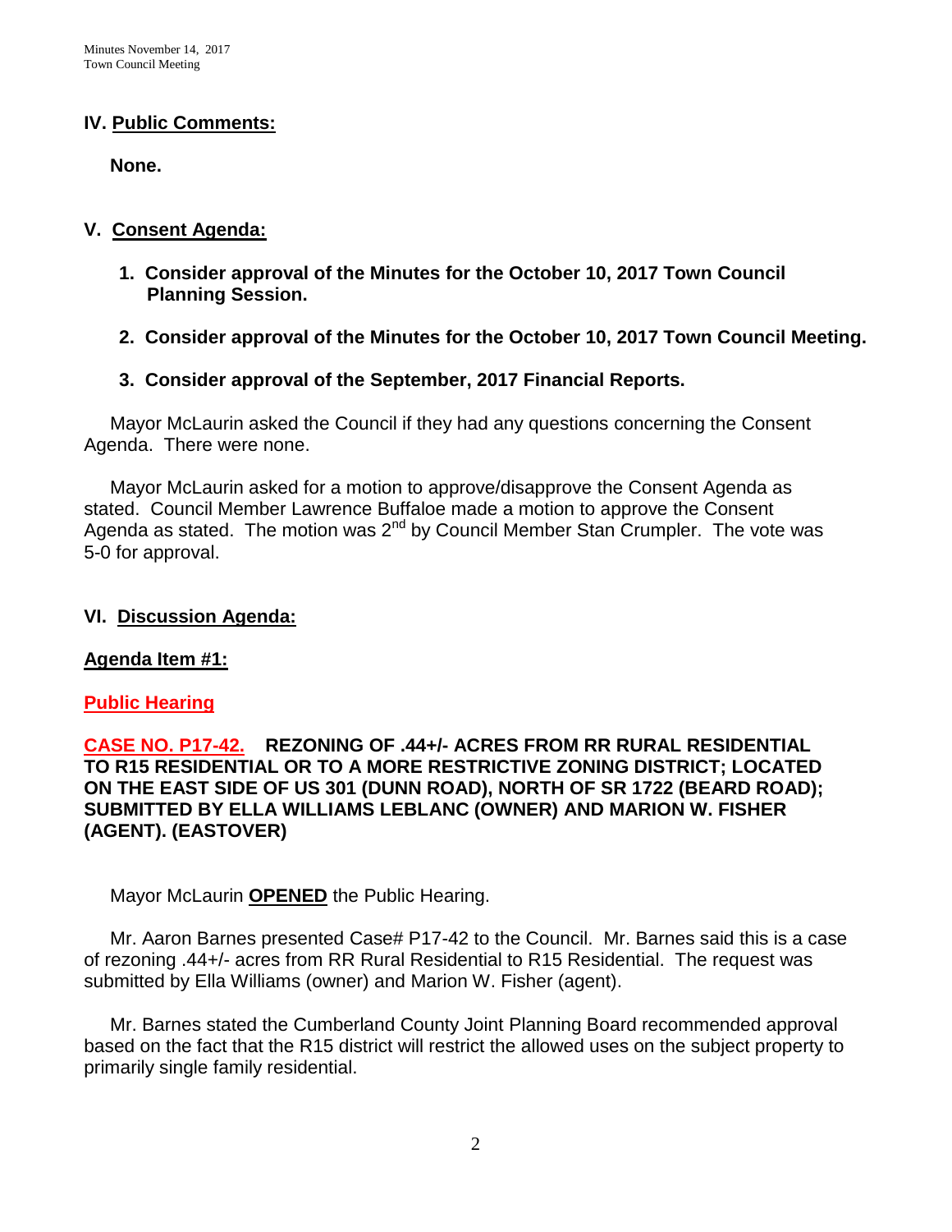## IV. Public Comments:

**None.**

## V. Consent Agenda:

1. **Consider approval of the Minutes for the October 10, 2017 Town Council Planning Session.**
2. **Consider approval of the Minutes for the October 10, 2017 Town Council Meeting.**
3. **Consider approval of the September, 2017 Financial Reports.**

Mayor McLaurin asked the Council if they had any questions concerning the Consent Agenda. There were none.

Mayor McLaurin asked for a motion to approve/disapprove the Consent Agenda as stated. Council Member Lawrence Buffaloe made a motion to approve the Consent Agenda as stated. The motion was 2nd by Council Member Stan Crumpler. The vote was 5-0 for approval.

## VI. Discussion Agenda:

### Agenda Item #1:

### Public Hearing

**CASE NO. P17-42. REZONING OF .44+/- ACRES FROM RR RURAL RESIDENTIAL TO R15 RESIDENTIAL OR TO A MORE RESTRICTIVE ZONING DISTRICT; LOCATED ON THE EAST SIDE OF US 301 (DUNN ROAD), NORTH OF SR 1722 (BEARD ROAD); SUBMITTED BY ELLA WILLIAMS LEBLANC (OWNER) AND MARION W. FISHER (AGENT). (EASTOVER)**

Mayor McLaurin **OPENED** the Public Hearing.

Mr. Aaron Barnes presented Case# P17-42 to the Council. Mr. Barnes said this is a case of rezoning .44+/- acres from RR Rural Residential to R15 Residential. The request was submitted by Ella Williams (owner) and Marion W. Fisher (agent).

Mr. Barnes stated the Cumberland County Joint Planning Board recommended approval based on the fact that the R15 district will restrict the allowed uses on the subject property to primarily single family residential.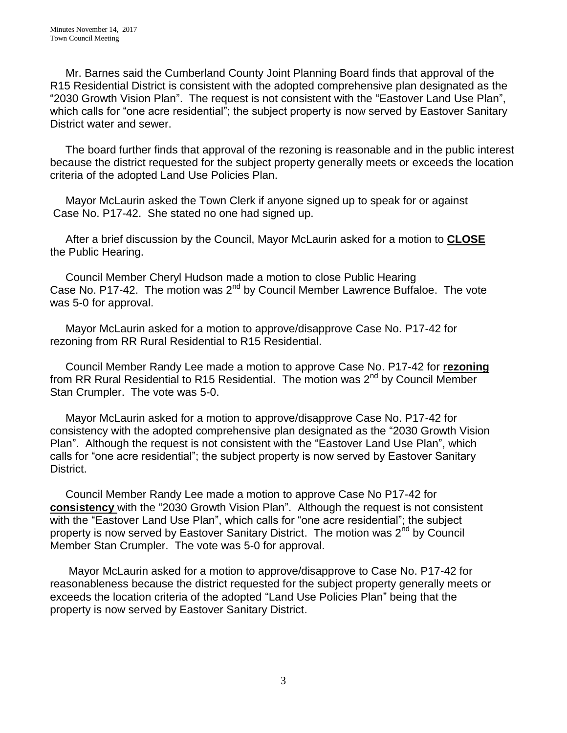Mr. Barnes said the Cumberland County Joint Planning Board finds that approval of the R15 Residential District is consistent with the adopted comprehensive plan designated as the "2030 Growth Vision Plan". The request is not consistent with the "Eastover Land Use Plan", which calls for "one acre residential"; the subject property is now served by Eastover Sanitary District water and sewer.

The board further finds that approval of the rezoning is reasonable and in the public interest because the district requested for the subject property generally meets or exceeds the location criteria of the adopted Land Use Policies Plan.

Mayor McLaurin asked the Town Clerk if anyone signed up to speak for or against Case No. P17-42. She stated no one had signed up.

After a brief discussion by the Council, Mayor McLaurin asked for a motion to **CLOSE** the Public Hearing.

Council Member Cheryl Hudson made a motion to close Public Hearing Case No. P17-42. The motion was 2nd by Council Member Lawrence Buffaloe. The vote was 5-0 for approval.

Mayor McLaurin asked for a motion to approve/disapprove Case No. P17-42 for rezoning from RR Rural Residential to R15 Residential.

Council Member Randy Lee made a motion to approve Case No. P17-42 for **rezoning** from RR Rural Residential to R15 Residential. The motion was 2nd by Council Member Stan Crumpler. The vote was 5-0.

Mayor McLaurin asked for a motion to approve/disapprove Case No. P17-42 for consistency with the adopted comprehensive plan designated as the "2030 Growth Vision Plan". Although the request is not consistent with the "Eastover Land Use Plan", which calls for "one acre residential"; the subject property is now served by Eastover Sanitary District.

Council Member Randy Lee made a motion to approve Case No P17-42 for **consistency** with the "2030 Growth Vision Plan". Although the request is not consistent with the "Eastover Land Use Plan", which calls for "one acre residential"; the subject property is now served by Eastover Sanitary District. The motion was 2nd by Council Member Stan Crumpler. The vote was 5-0 for approval.

Mayor McLaurin asked for a motion to approve/disapprove to Case No. P17-42 for reasonableness because the district requested for the subject property generally meets or exceeds the location criteria of the adopted "Land Use Policies Plan" being that the property is now served by Eastover Sanitary District.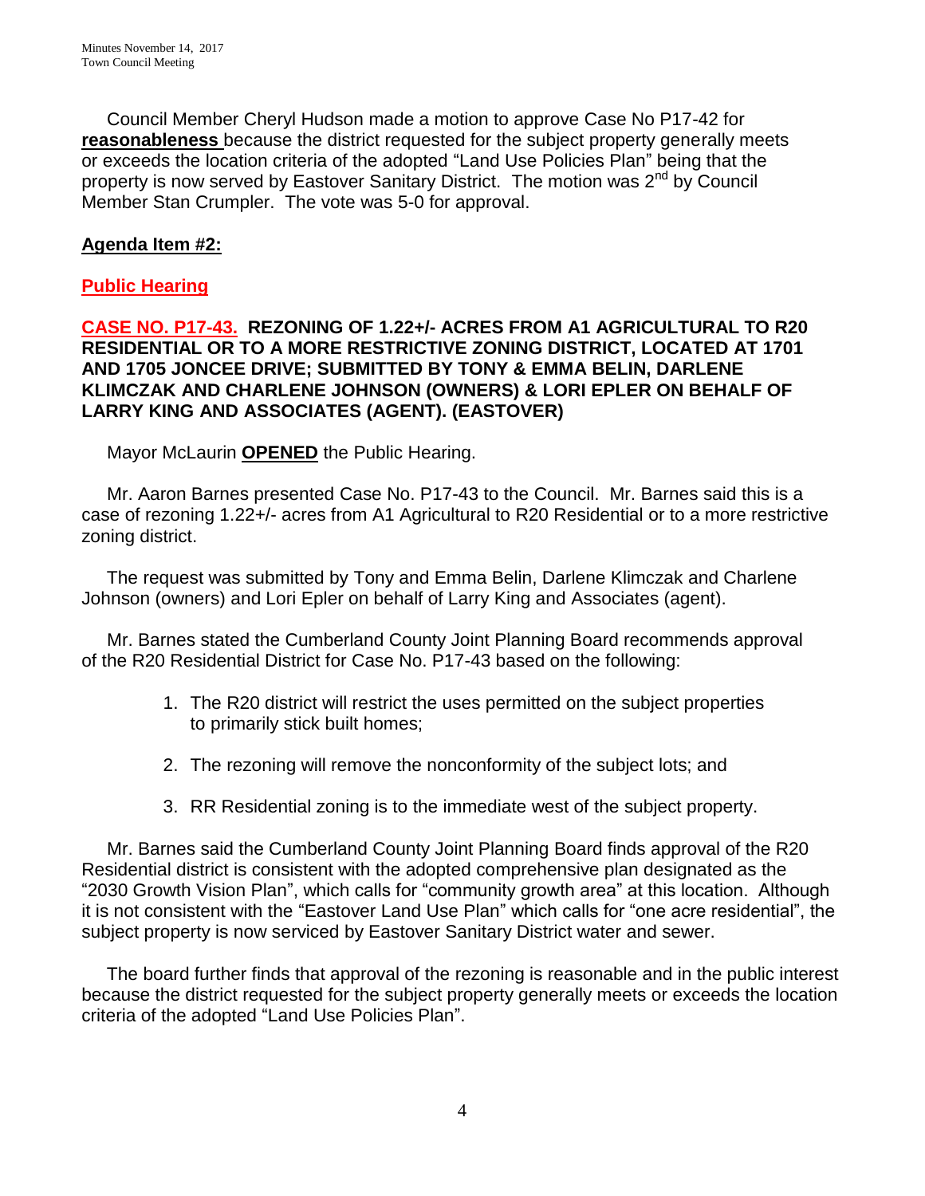Council Member Cheryl Hudson made a motion to approve Case No P17-42 for **reasonableness** because the district requested for the subject property generally meets or exceeds the location criteria of the adopted "Land Use Policies Plan" being that the property is now served by Eastover Sanitary District. The motion was 2nd by Council Member Stan Crumpler. The vote was 5-0 for approval.

**Agenda Item #2:**

**Public Hearing**

**CASE NO. P17-43. REZONING OF 1.22+/- ACRES FROM A1 AGRICULTURAL TO R20 RESIDENTIAL OR TO A MORE RESTRICTIVE ZONING DISTRICT, LOCATED AT 1701 AND 1705 JONCEE DRIVE; SUBMITTED BY TONY & EMMA BELIN, DARLENE KLIMCZAK AND CHARLENE JOHNSON (OWNERS) & LORI EPLER ON BEHALF OF LARRY KING AND ASSOCIATES (AGENT). (EASTOVER)**

Mayor McLaurin **OPENED** the Public Hearing.

Mr. Aaron Barnes presented Case No. P17-43 to the Council. Mr. Barnes said this is a case of rezoning 1.22+/- acres from A1 Agricultural to R20 Residential or to a more restrictive zoning district.

The request was submitted by Tony and Emma Belin, Darlene Klimczak and Charlene Johnson (owners) and Lori Epler on behalf of Larry King and Associates (agent).

Mr. Barnes stated the Cumberland County Joint Planning Board recommends approval of the R20 Residential District for Case No. P17-43 based on the following:

1. The R20 district will restrict the uses permitted on the subject properties to primarily stick built homes;
2. The rezoning will remove the nonconformity of the subject lots; and
3. RR Residential zoning is to the immediate west of the subject property.

Mr. Barnes said the Cumberland County Joint Planning Board finds approval of the R20 Residential district is consistent with the adopted comprehensive plan designated as the "2030 Growth Vision Plan", which calls for "community growth area" at this location. Although it is not consistent with the "Eastover Land Use Plan" which calls for "one acre residential", the subject property is now serviced by Eastover Sanitary District water and sewer.

The board further finds that approval of the rezoning is reasonable and in the public interest because the district requested for the subject property generally meets or exceeds the location criteria of the adopted "Land Use Policies Plan".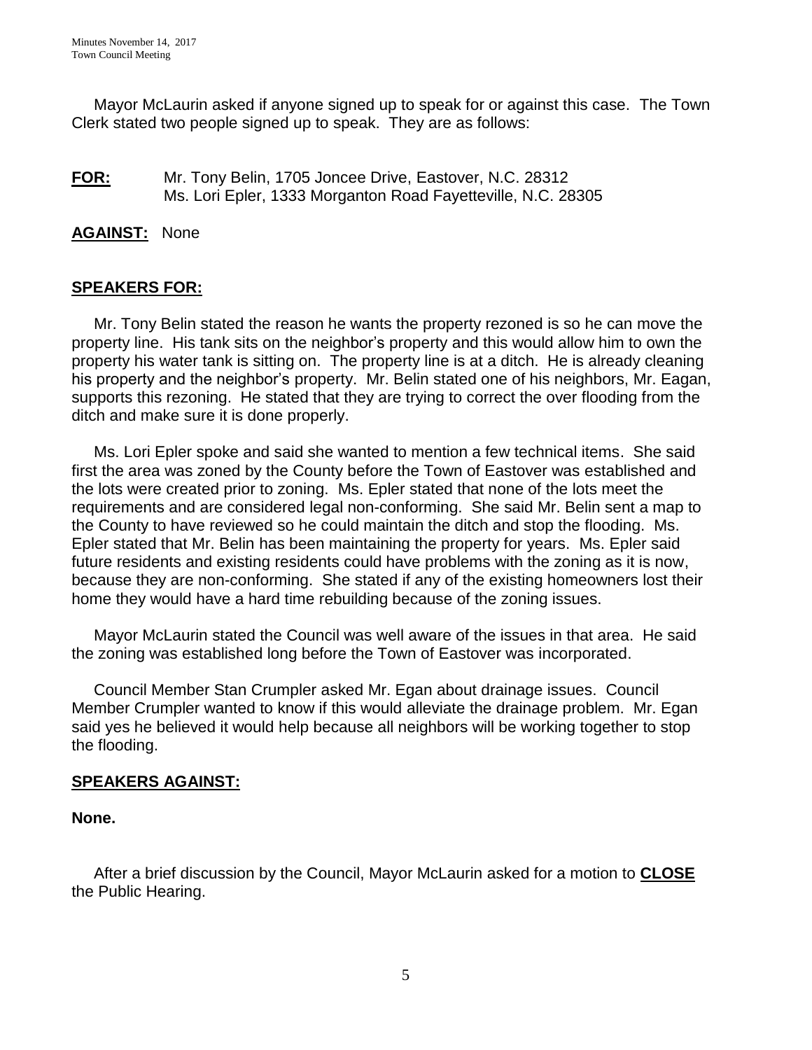Mayor McLaurin asked if anyone signed up to speak for or against this case. The Town Clerk stated two people signed up to speak. They are as follows:

**FOR:** Mr. Tony Belin, 1705 Joncee Drive, Eastover, N.C. 28312
Ms. Lori Epler, 1333 Morganton Road Fayetteville, N.C. 28305

**AGAINST:** None

## SPEAKERS FOR:

Mr. Tony Belin stated the reason he wants the property rezoned is so he can move the property line. His tank sits on the neighbor's property and this would allow him to own the property his water tank is sitting on. The property line is at a ditch. He is already cleaning his property and the neighbor's property. Mr. Belin stated one of his neighbors, Mr. Eagan, supports this rezoning. He stated that they are trying to correct the over flooding from the ditch and make sure it is done properly.

Ms. Lori Epler spoke and said she wanted to mention a few technical items. She said first the area was zoned by the County before the Town of Eastover was established and the lots were created prior to zoning. Ms. Epler stated that none of the lots meet the requirements and are considered legal non-conforming. She said Mr. Belin sent a map to the County to have reviewed so he could maintain the ditch and stop the flooding. Ms. Epler stated that Mr. Belin has been maintaining the property for years. Ms. Epler said future residents and existing residents could have problems with the zoning as it is now, because they are non-conforming. She stated if any of the existing homeowners lost their home they would have a hard time rebuilding because of the zoning issues.

Mayor McLaurin stated the Council was well aware of the issues in that area. He said the zoning was established long before the Town of Eastover was incorporated.

Council Member Stan Crumpler asked Mr. Egan about drainage issues. Council Member Crumpler wanted to know if this would alleviate the drainage problem. Mr. Egan said yes he believed it would help because all neighbors will be working together to stop the flooding.

## SPEAKERS AGAINST:

**None.**

After a brief discussion by the Council, Mayor McLaurin asked for a motion to **CLOSE** the Public Hearing.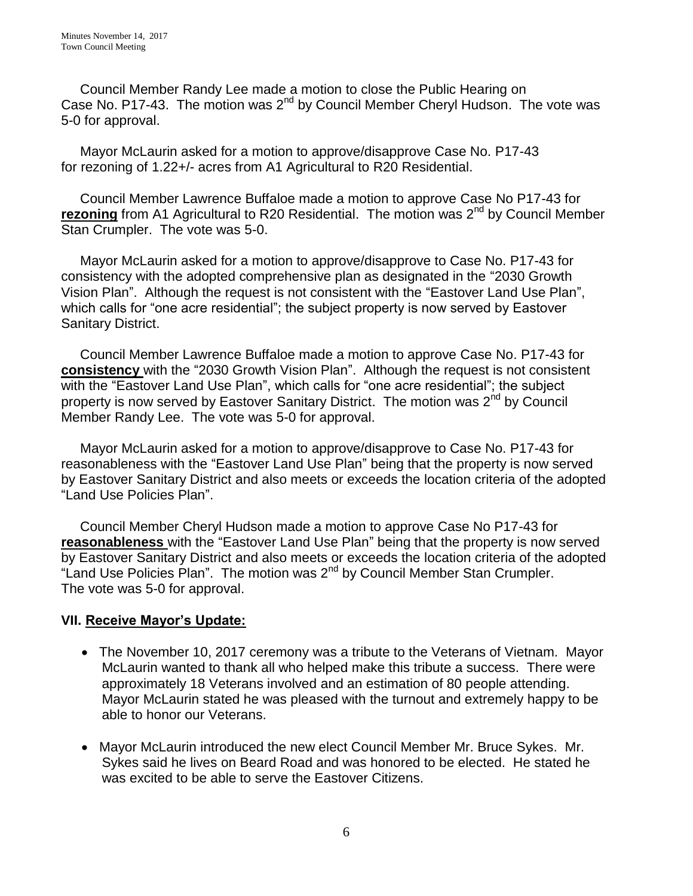Council Member Randy Lee made a motion to close the Public Hearing on Case No. P17-43. The motion was 2nd by Council Member Cheryl Hudson. The vote was 5-0 for approval.

Mayor McLaurin asked for a motion to approve/disapprove Case No. P17-43 for rezoning of 1.22+/- acres from A1 Agricultural to R20 Residential.

Council Member Lawrence Buffaloe made a motion to approve Case No P17-43 for **rezoning** from A1 Agricultural to R20 Residential. The motion was 2nd by Council Member Stan Crumpler. The vote was 5-0.

Mayor McLaurin asked for a motion to approve/disapprove to Case No. P17-43 for consistency with the adopted comprehensive plan as designated in the "2030 Growth Vision Plan". Although the request is not consistent with the "Eastover Land Use Plan", which calls for "one acre residential"; the subject property is now served by Eastover Sanitary District.

Council Member Lawrence Buffaloe made a motion to approve Case No. P17-43 for **consistency** with the "2030 Growth Vision Plan". Although the request is not consistent with the "Eastover Land Use Plan", which calls for "one acre residential"; the subject property is now served by Eastover Sanitary District. The motion was 2nd by Council Member Randy Lee. The vote was 5-0 for approval.

Mayor McLaurin asked for a motion to approve/disapprove to Case No. P17-43 for reasonableness with the "Eastover Land Use Plan" being that the property is now served by Eastover Sanitary District and also meets or exceeds the location criteria of the adopted "Land Use Policies Plan".

Council Member Cheryl Hudson made a motion to approve Case No P17-43 for **reasonableness** with the "Eastover Land Use Plan" being that the property is now served by Eastover Sanitary District and also meets or exceeds the location criteria of the adopted "Land Use Policies Plan". The motion was 2nd by Council Member Stan Crumpler. The vote was 5-0 for approval.

## VII. Receive Mayor's Update:

- The November 10, 2017 ceremony was a tribute to the Veterans of Vietnam. Mayor McLaurin wanted to thank all who helped make this tribute a success. There were approximately 18 Veterans involved and an estimation of 80 people attending. Mayor McLaurin stated he was pleased with the turnout and extremely happy to be able to honor our Veterans.
- Mayor McLaurin introduced the new elect Council Member Mr. Bruce Sykes. Mr. Sykes said he lives on Beard Road and was honored to be elected. He stated he was excited to be able to serve the Eastover Citizens.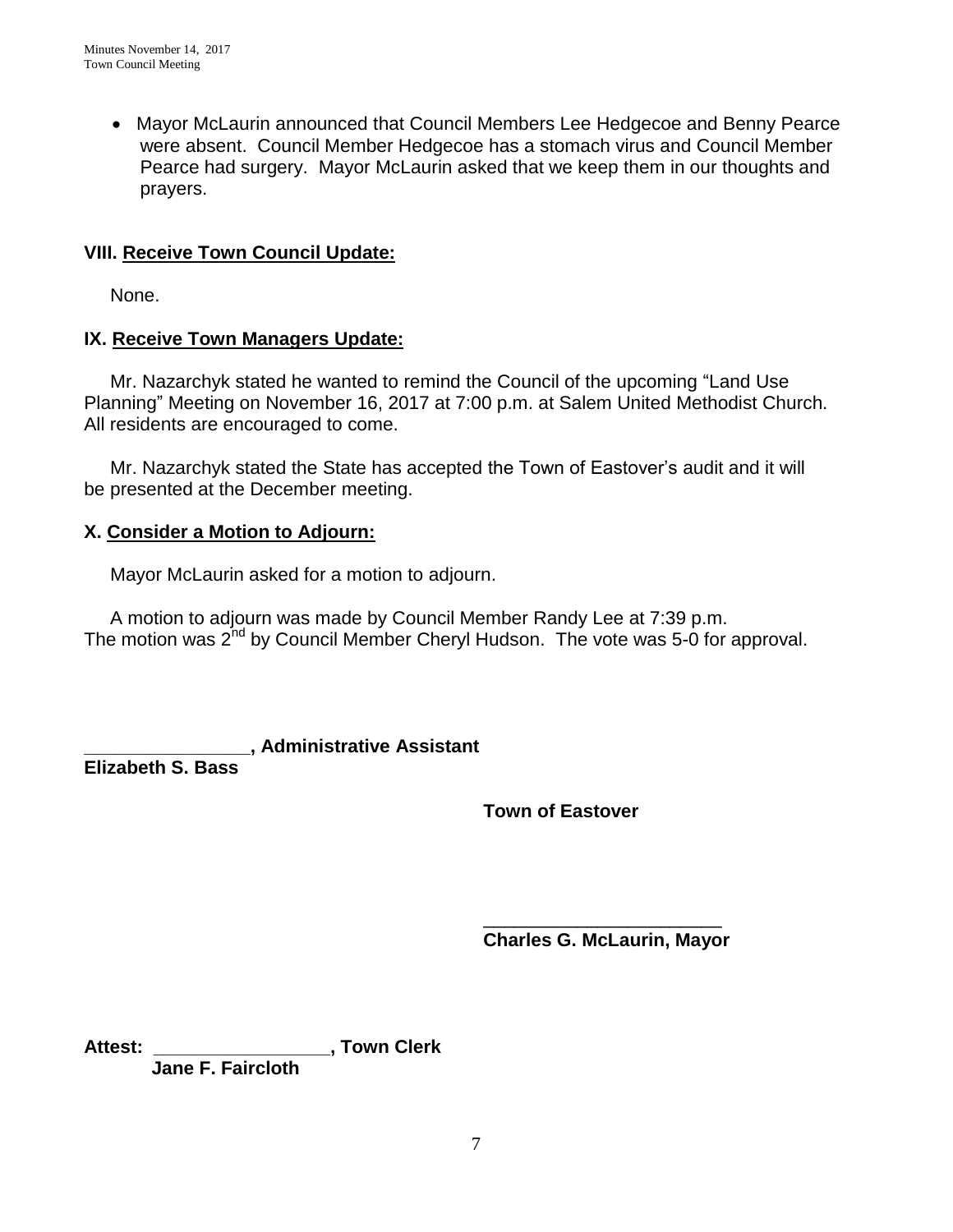- Mayor McLaurin announced that Council Members Lee Hedgecoe and Benny Pearce were absent. Council Member Hedgecoe has a stomach virus and Council Member Pearce had surgery. Mayor McLaurin asked that we keep them in our thoughts and prayers.

## VIII. Receive Town Council Update:

None.

## IX. Receive Town Managers Update:

Mr. Nazarchyk stated he wanted to remind the Council of the upcoming "Land Use Planning" Meeting on November 16, 2017 at 7:00 p.m. at Salem United Methodist Church. All residents are encouraged to come.

Mr. Nazarchyk stated the State has accepted the Town of Eastover's audit and it will be presented at the December meeting.

## X. Consider a Motion to Adjourn:

Mayor McLaurin asked for a motion to adjourn.

A motion to adjourn was made by Council Member Randy Lee at 7:39 p.m. The motion was 2nd by Council Member Cheryl Hudson. The vote was 5-0 for approval.

**________________, Administrative Assistant**
**Elizabeth S. Bass**

**Town of Eastover**

**_______________________**
**Charles G. McLaurin, Mayor**

**Attest: _________________, Town Clerk**
**Jane F. Faircloth**